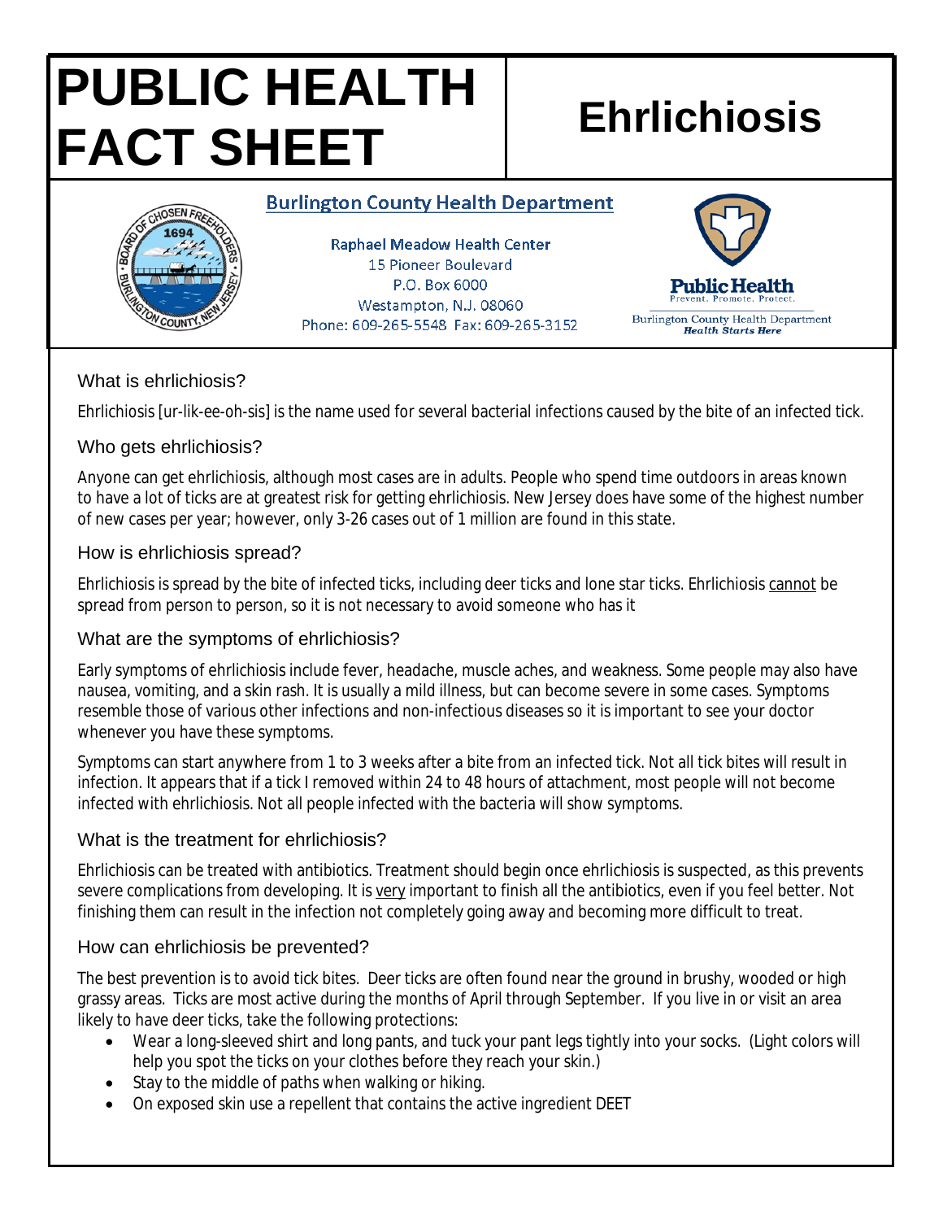# PUBLIC HEALTH FACT SHEET

# Ehrlichiosis

**Burlington County Health Department**

Raphael Meadow Health Center
15 Pioneer Boulevard
P.O. Box 6000
Westampton, N.J. 08060
Phone: 609-265-5548 Fax: 609-265-3152

Public Health
Prevent. Promote. Protect.
Burlington County Health Department
*Health Starts Here*

## What is ehrlichiosis?

Ehrlichiosis [ur-lik-ee-oh-sis] is the name used for several bacterial infections caused by the bite of an infected tick.

## Who gets ehrlichiosis?

Anyone can get ehrlichiosis, although most cases are in adults. People who spend time outdoors in areas known to have a lot of ticks are at greatest risk for getting ehrlichiosis. New Jersey does have some of the highest number of new cases per year; however, only 3-26 cases out of 1 million are found in this state.

## How is ehrlichiosis spread?

Ehrlichiosis is spread by the bite of infected ticks, including deer ticks and lone star ticks. Ehrlichiosis <u>cannot</u> be spread from person to person, so it is not necessary to avoid someone who has it

## What are the symptoms of ehrlichiosis?

Early symptoms of ehrlichiosis include fever, headache, muscle aches, and weakness. Some people may also have nausea, vomiting, and a skin rash. It is usually a mild illness, but can become severe in some cases. Symptoms resemble those of various other infections and non-infectious diseases so it is important to see your doctor whenever you have these symptoms.

Symptoms can start anywhere from 1 to 3 weeks after a bite from an infected tick. Not all tick bites will result in infection. It appears that if a tick I removed within 24 to 48 hours of attachment, most people will not become infected with ehrlichiosis. Not all people infected with the bacteria will show symptoms.

## What is the treatment for ehrlichiosis?

Ehrlichiosis can be treated with antibiotics. Treatment should begin once ehrlichiosis is suspected, as this prevents severe complications from developing. It is <u>very</u> important to finish all the antibiotics, even if you feel better. Not finishing them can result in the infection not completely going away and becoming more difficult to treat.

## How can ehrlichiosis be prevented?

The best prevention is to avoid tick bites. Deer ticks are often found near the ground in brushy, wooded or high grassy areas. Ticks are most active during the months of April through September. If you live in or visit an area likely to have deer ticks, take the following protections:

- Wear a long-sleeved shirt and long pants, and tuck your pant legs tightly into your socks. (Light colors will help you spot the ticks on your clothes before they reach your skin.)
- Stay to the middle of paths when walking or hiking.
- On exposed skin use a repellent that contains the active ingredient DEET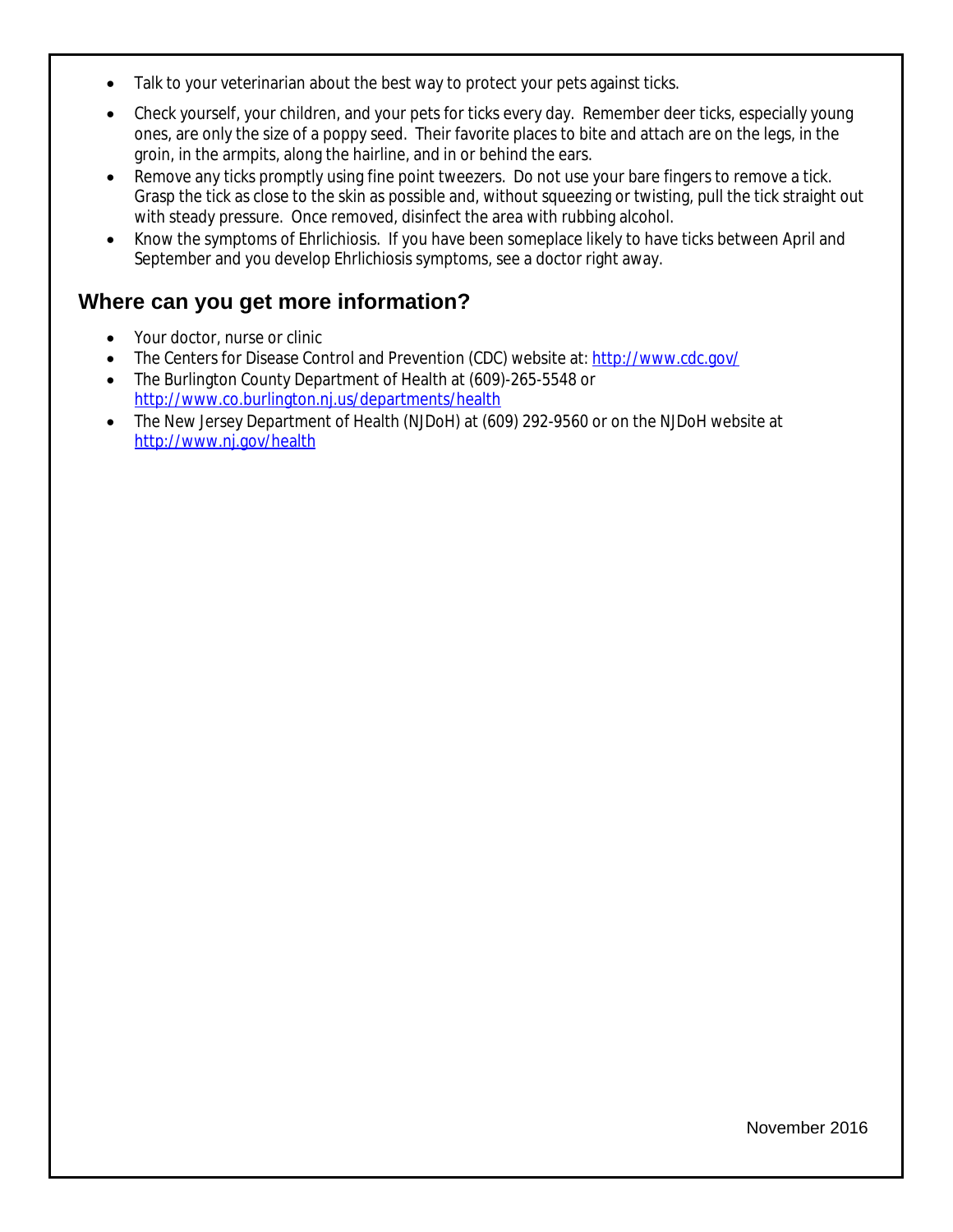- Talk to your veterinarian about the best way to protect your pets against ticks.
- Check yourself, your children, and your pets for ticks every day. Remember deer ticks, especially young ones, are only the size of a poppy seed. Their favorite places to bite and attach are on the legs, in the groin, in the armpits, along the hairline, and in or behind the ears.
- Remove any ticks promptly using fine point tweezers. Do not use your bare fingers to remove a tick. Grasp the tick as close to the skin as possible and, without squeezing or twisting, pull the tick straight out with steady pressure. Once removed, disinfect the area with rubbing alcohol.
- Know the symptoms of Ehrlichiosis. If you have been someplace likely to have ticks between April and September and you develop Ehrlichiosis symptoms, see a doctor right away.

## Where can you get more information?

- Your doctor, nurse or clinic
- The Centers for Disease Control and Prevention (CDC) website at: http://www.cdc.gov/
- The Burlington County Department of Health at (609)-265-5548 or http://www.co.burlington.nj.us/departments/health
- The New Jersey Department of Health (NJDoH) at (609) 292-9560 or on the NJDoH website at http://www.nj.gov/health

November 2016